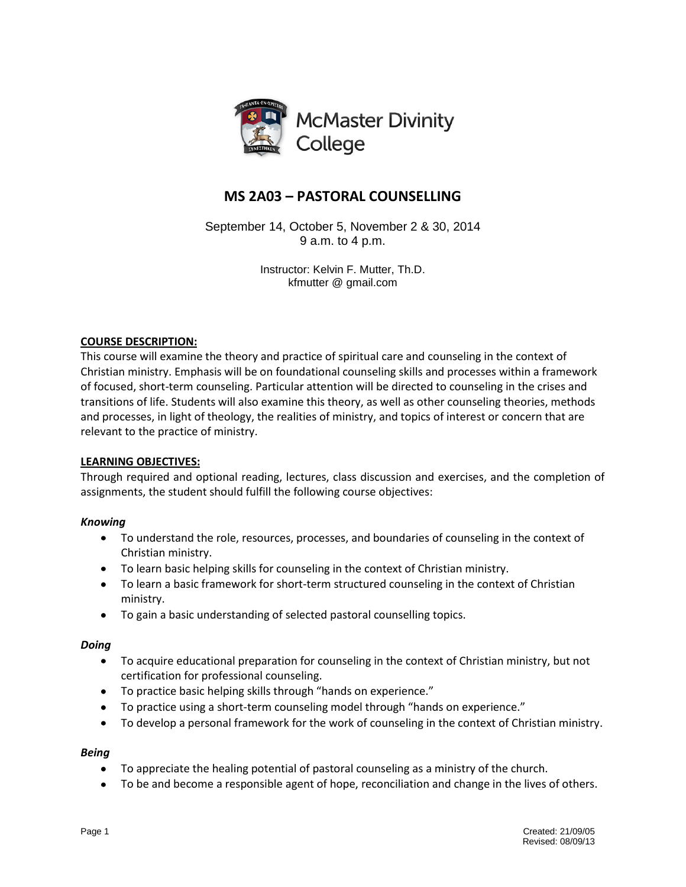McMaster Divinity College

# MS 2A03 – PASTORAL COUNSELLING

September 14, October 5, November 2 & 30, 2014
9 a.m. to 4 p.m.

Instructor: Kelvin F. Mutter, Th.D.
kfmutter @ gmail.com

## COURSE DESCRIPTION:

This course will examine the theory and practice of spiritual care and counseling in the context of Christian ministry. Emphasis will be on foundational counseling skills and processes within a framework of focused, short-term counseling. Particular attention will be directed to counseling in the crises and transitions of life. Students will also examine this theory, as well as other counseling theories, methods and processes, in light of theology, the realities of ministry, and topics of interest or concern that are relevant to the practice of ministry.

## LEARNING OBJECTIVES:

Through required and optional reading, lectures, class discussion and exercises, and the completion of assignments, the student should fulfill the following course objectives:

### *Knowing*

- To understand the role, resources, processes, and boundaries of counseling in the context of Christian ministry.
- To learn basic helping skills for counseling in the context of Christian ministry.
- To learn a basic framework for short-term structured counseling in the context of Christian ministry.
- To gain a basic understanding of selected pastoral counselling topics.

### *Doing*

- To acquire educational preparation for counseling in the context of Christian ministry, but not certification for professional counseling.
- To practice basic helping skills through "hands on experience."
- To practice using a short-term counseling model through "hands on experience."
- To develop a personal framework for the work of counseling in the context of Christian ministry.

### *Being*

- To appreciate the healing potential of pastoral counseling as a ministry of the church.
- To be and become a responsible agent of hope, reconciliation and change in the lives of others.

Created: 21/09/05
Revised: 08/09/13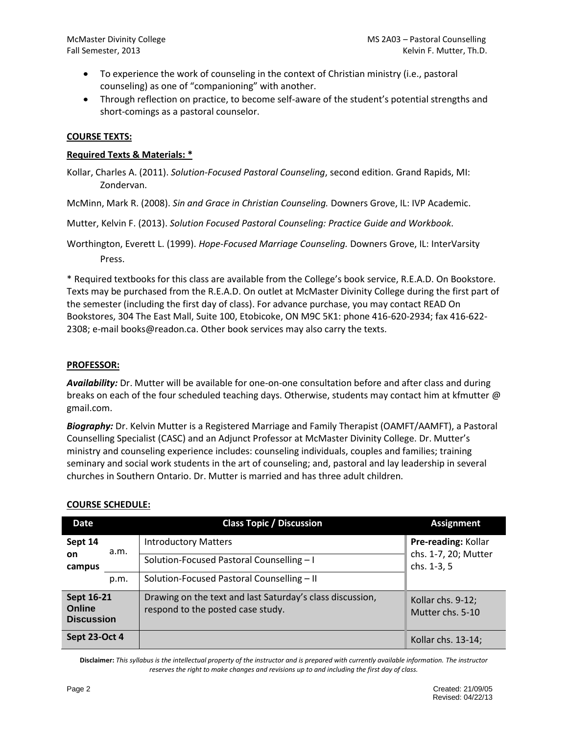- To experience the work of counseling in the context of Christian ministry (i.e., pastoral counseling) as one of "companioning" with another.
- Through reflection on practice, to become self-aware of the student's potential strengths and short-comings as a pastoral counselor.

## COURSE TEXTS:

### Required Texts & Materials: *

Kollar, Charles A. (2011). *Solution-Focused Pastoral Counseling*, second edition. Grand Rapids, MI: Zondervan.

McMinn, Mark R. (2008). *Sin and Grace in Christian Counseling.* Downers Grove, IL: IVP Academic.

Mutter, Kelvin F. (2013). *Solution Focused Pastoral Counseling: Practice Guide and Workbook.*

Worthington, Everett L. (1999). *Hope-Focused Marriage Counseling.* Downers Grove, IL: InterVarsity Press.

* Required textbooks for this class are available from the College's book service, R.E.A.D. On Bookstore. Texts may be purchased from the R.E.A.D. On outlet at McMaster Divinity College during the first part of the semester (including the first day of class). For advance purchase, you may contact READ On Bookstores, 304 The East Mall, Suite 100, Etobicoke, ON M9C 5K1: phone 416-620-2934; fax 416-622-2308; e-mail books@readon.ca. Other book services may also carry the texts.

## PROFESSOR:

***Availability:*** Dr. Mutter will be available for one-on-one consultation before and after class and during breaks on each of the four scheduled teaching days. Otherwise, students may contact him at kfmutter @ gmail.com.

***Biography:*** Dr. Kelvin Mutter is a Registered Marriage and Family Therapist (OAMFT/AAMFT), a Pastoral Counselling Specialist (CASC) and an Adjunct Professor at McMaster Divinity College. Dr. Mutter's ministry and counseling experience includes: counseling individuals, couples and families; training seminary and social work students in the art of counseling; and, pastoral and lay leadership in several churches in Southern Ontario. Dr. Mutter is married and has three adult children.

## COURSE SCHEDULE:

| Date | | Class Topic / Discussion | Assignment |
|---|---|---|---|
| **Sept 14 on campus** | a.m. | Introductory Matters | **Pre-reading:** Kollar chs. 1-7, 20; Mutter chs. 1-3, 5 |
| | | Solution-Focused Pastoral Counselling – I | |
| | p.m. | Solution-Focused Pastoral Counselling – II | |
| **Sept 16-21 Online Discussion** | | Drawing on the text and last Saturday's class discussion, respond to the posted case study. | Kollar chs. 9-12; Mutter chs. 5-10 |
| **Sept 23-Oct 4** | | | Kollar chs. 13-14; |

**Disclaimer:** *This syllabus is the intellectual property of the instructor and is prepared with currently available information. The instructor reserves the right to make changes and revisions up to and including the first day of class.*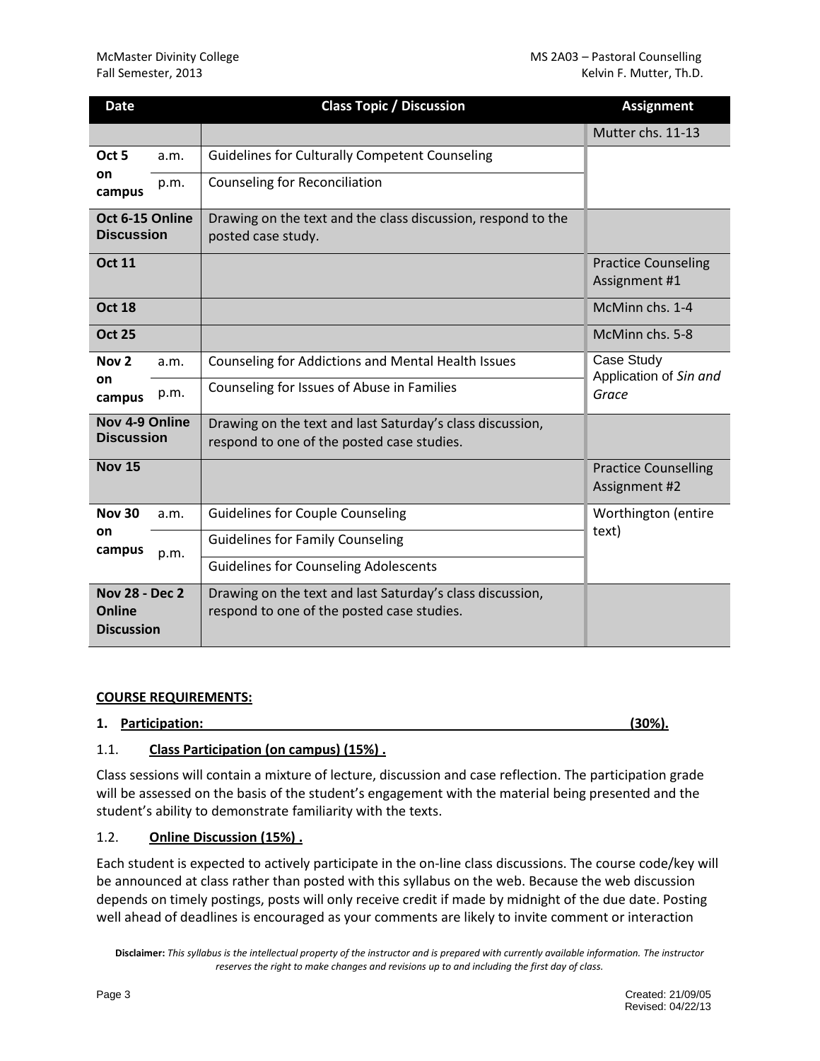| Date | | Class Topic / Discussion | Assignment |
|---|---|---|---|
| | | | Mutter chs. 11-13 |
| **Oct 5 on campus** | a.m. | Guidelines for Culturally Competent Counseling | |
| | p.m. | Counseling for Reconciliation | |
| **Oct 6-15 Online Discussion** | | Drawing on the text and the class discussion, respond to the posted case study. | |
| **Oct 11** | | | Practice Counseling Assignment #1 |
| **Oct 18** | | | McMinn chs. 1-4 |
| **Oct 25** | | | McMinn chs. 5-8 |
| **Nov 2 on campus** | a.m. | Counseling for Addictions and Mental Health Issues | Case Study Application of *Sin and Grace* |
| | p.m. | Counseling for Issues of Abuse in Families | |
| **Nov 4-9 Online Discussion** | | Drawing on the text and last Saturday's class discussion, respond to one of the posted case studies. | |
| **Nov 15** | | | Practice Counselling Assignment #2 |
| **Nov 30 on campus** | a.m. | Guidelines for Couple Counseling | Worthington (entire text) |
| | p.m. | Guidelines for Family Counseling | |
| | | Guidelines for Counseling Adolescents | |
| **Nov 28 - Dec 2 Online Discussion** | | Drawing on the text and last Saturday's class discussion, respond to one of the posted case studies. | |

## COURSE REQUIREMENTS:

### 1. Participation: (30%).

#### 1.1. Class Participation (on campus) (15%) .

Class sessions will contain a mixture of lecture, discussion and case reflection. The participation grade will be assessed on the basis of the student's engagement with the material being presented and the student's ability to demonstrate familiarity with the texts.

#### 1.2. Online Discussion (15%) .

Each student is expected to actively participate in the on-line class discussions. The course code/key will be announced at class rather than posted with this syllabus on the web. Because the web discussion depends on timely postings, posts will only receive credit if made by midnight of the due date. Posting well ahead of deadlines is encouraged as your comments are likely to invite comment or interaction

**Disclaimer:** *This syllabus is the intellectual property of the instructor and is prepared with currently available information. The instructor reserves the right to make changes and revisions up to and including the first day of class.*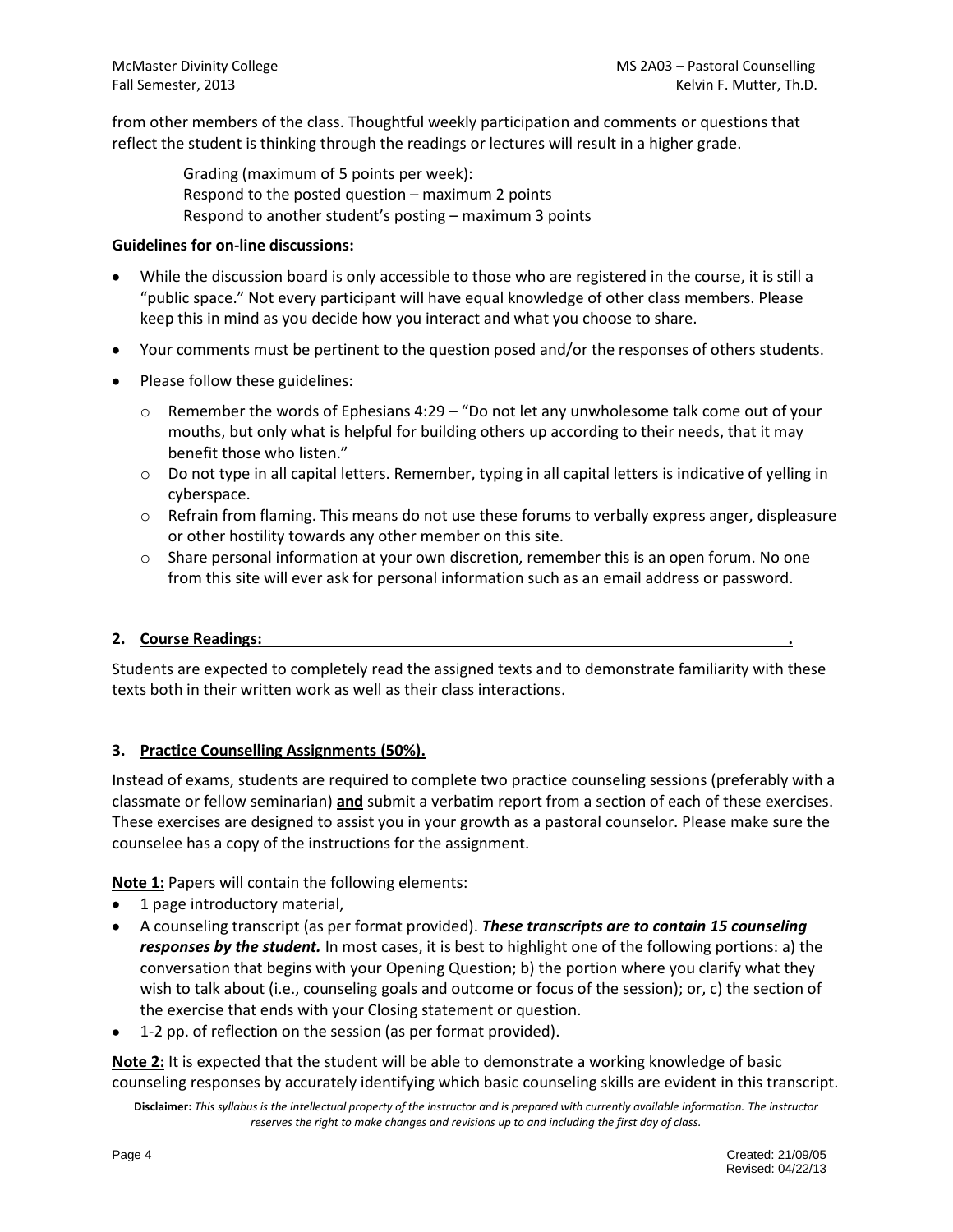from other members of the class. Thoughtful weekly participation and comments or questions that reflect the student is thinking through the readings or lectures will result in a higher grade.

> Grading (maximum of 5 points per week):
> Respond to the posted question – maximum 2 points
> Respond to another student's posting – maximum 3 points

**Guidelines for on-line discussions:**

- While the discussion board is only accessible to those who are registered in the course, it is still a "public space." Not every participant will have equal knowledge of other class members. Please keep this in mind as you decide how you interact and what you choose to share.
- Your comments must be pertinent to the question posed and/or the responses of others students.
- Please follow these guidelines:
  - Remember the words of Ephesians 4:29 – "Do not let any unwholesome talk come out of your mouths, but only what is helpful for building others up according to their needs, that it may benefit those who listen."
  - Do not type in all capital letters. Remember, typing in all capital letters is indicative of yelling in cyberspace.
  - Refrain from flaming. This means do not use these forums to verbally express anger, displeasure or other hostility towards any other member on this site.
  - Share personal information at your own discretion, remember this is an open forum. No one from this site will ever ask for personal information such as an email address or password.

### 2. Course Readings:

Students are expected to completely read the assigned texts and to demonstrate familiarity with these texts both in their written work as well as their class interactions.

### 3. Practice Counselling Assignments (50%).

Instead of exams, students are required to complete two practice counseling sessions (preferably with a classmate or fellow seminarian) **and** submit a verbatim report from a section of each of these exercises. These exercises are designed to assist you in your growth as a pastoral counselor. Please make sure the counselee has a copy of the instructions for the assignment.

**Note 1:** Papers will contain the following elements:

- 1 page introductory material,
- A counseling transcript (as per format provided). ***These transcripts are to contain 15 counseling responses by the student.*** In most cases, it is best to highlight one of the following portions: a) the conversation that begins with your Opening Question; b) the portion where you clarify what they wish to talk about (i.e., counseling goals and outcome or focus of the session); or, c) the section of the exercise that ends with your Closing statement or question.
- 1-2 pp. of reflection on the session (as per format provided).

**Note 2:** It is expected that the student will be able to demonstrate a working knowledge of basic counseling responses by accurately identifying which basic counseling skills are evident in this transcript.

**Disclaimer:** *This syllabus is the intellectual property of the instructor and is prepared with currently available information. The instructor reserves the right to make changes and revisions up to and including the first day of class.*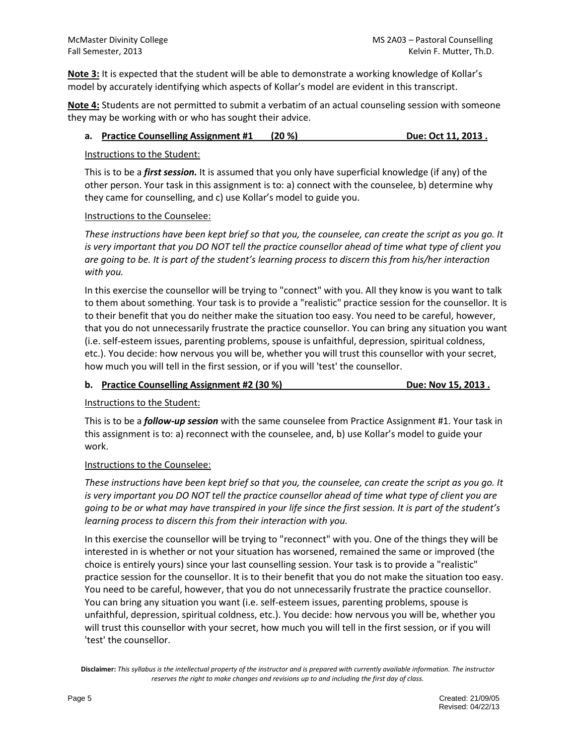**Note 3:** It is expected that the student will be able to demonstrate a working knowledge of Kollar's model by accurately identifying which aspects of Kollar's model are evident in this transcript.

**Note 4:** Students are not permitted to submit a verbatim of an actual counseling session with someone they may be working with or who has sought their advice.

**a. Practice Counselling Assignment #1 (20 %) Due: Oct 11, 2013 .**

Instructions to the Student:

This is to be a ***first session.*** It is assumed that you only have superficial knowledge (if any) of the other person. Your task in this assignment is to: a) connect with the counselee, b) determine why they came for counselling, and c) use Kollar's model to guide you.

Instructions to the Counselee:

*These instructions have been kept brief so that you, the counselee, can create the script as you go. It is very important that you DO NOT tell the practice counsellor ahead of time what type of client you are going to be. It is part of the student's learning process to discern this from his/her interaction with you.*

In this exercise the counsellor will be trying to "connect" with you. All they know is you want to talk to them about something. Your task is to provide a "realistic" practice session for the counsellor. It is to their benefit that you do neither make the situation too easy. You need to be careful, however, that you do not unnecessarily frustrate the practice counsellor. You can bring any situation you want (i.e. self-esteem issues, parenting problems, spouse is unfaithful, depression, spiritual coldness, etc.). You decide: how nervous you will be, whether you will trust this counsellor with your secret, how much you will tell in the first session, or if you will 'test' the counsellor.

**b. Practice Counselling Assignment #2 (30 %) Due: Nov 15, 2013 .**

Instructions to the Student:

This is to be a ***follow-up session*** with the same counselee from Practice Assignment #1. Your task in this assignment is to: a) reconnect with the counselee, and, b) use Kollar's model to guide your work.

Instructions to the Counselee:

*These instructions have been kept brief so that you, the counselee, can create the script as you go. It is very important you DO NOT tell the practice counsellor ahead of time what type of client you are going to be or what may have transpired in your life since the first session. It is part of the student's learning process to discern this from their interaction with you.*

In this exercise the counsellor will be trying to "reconnect" with you. One of the things they will be interested in is whether or not your situation has worsened, remained the same or improved (the choice is entirely yours) since your last counselling session. Your task is to provide a "realistic" practice session for the counsellor. It is to their benefit that you do not make the situation too easy. You need to be careful, however, that you do not unnecessarily frustrate the practice counsellor. You can bring any situation you want (i.e. self-esteem issues, parenting problems, spouse is unfaithful, depression, spiritual coldness, etc.). You decide: how nervous you will be, whether you will trust this counsellor with your secret, how much you will tell in the first session, or if you will 'test' the counsellor.

**Disclaimer:** *This syllabus is the intellectual property of the instructor and is prepared with currently available information. The instructor reserves the right to make changes and revisions up to and including the first day of class.*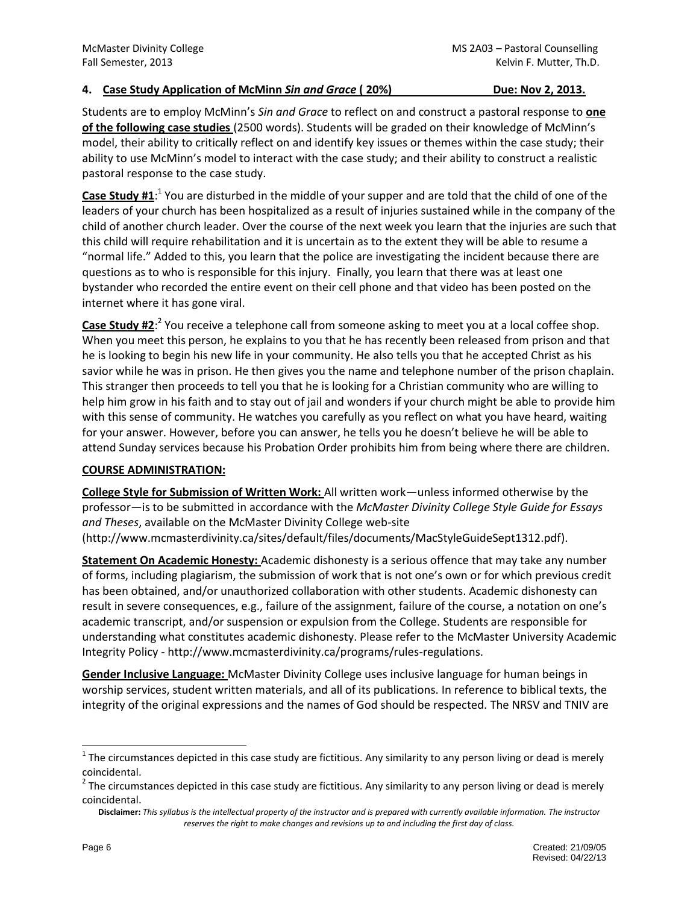## 4. Case Study Application of McMinn *Sin and Grace* ( 20%) Due: Nov 2, 2013.

Students are to employ McMinn's *Sin and Grace* to reflect on and construct a pastoral response to **one of the following case studies** (2500 words). Students will be graded on their knowledge of McMinn's model, their ability to critically reflect on and identify key issues or themes within the case study; their ability to use McMinn's model to interact with the case study; and their ability to construct a realistic pastoral response to the case study.

**Case Study #1**:[1] You are disturbed in the middle of your supper and are told that the child of one of the leaders of your church has been hospitalized as a result of injuries sustained while in the company of the child of another church leader. Over the course of the next week you learn that the injuries are such that this child will require rehabilitation and it is uncertain as to the extent they will be able to resume a "normal life." Added to this, you learn that the police are investigating the incident because there are questions as to who is responsible for this injury. Finally, you learn that there was at least one bystander who recorded the entire event on their cell phone and that video has been posted on the internet where it has gone viral.

**Case Study #2**:[2] You receive a telephone call from someone asking to meet you at a local coffee shop. When you meet this person, he explains to you that he has recently been released from prison and that he is looking to begin his new life in your community. He also tells you that he accepted Christ as his savior while he was in prison. He then gives you the name and telephone number of the prison chaplain. This stranger then proceeds to tell you that he is looking for a Christian community who are willing to help him grow in his faith and to stay out of jail and wonders if your church might be able to provide him with this sense of community. He watches you carefully as you reflect on what you have heard, waiting for your answer. However, before you can answer, he tells you he doesn't believe he will be able to attend Sunday services because his Probation Order prohibits him from being where there are children.

## COURSE ADMINISTRATION:

**College Style for Submission of Written Work:** All written work—unless informed otherwise by the professor—is to be submitted in accordance with the *McMaster Divinity College Style Guide for Essays and Theses*, available on the McMaster Divinity College web-site (http://www.mcmasterdivinity.ca/sites/default/files/documents/MacStyleGuideSept1312.pdf).

**Statement On Academic Honesty:** Academic dishonesty is a serious offence that may take any number of forms, including plagiarism, the submission of work that is not one's own or for which previous credit has been obtained, and/or unauthorized collaboration with other students. Academic dishonesty can result in severe consequences, e.g., failure of the assignment, failure of the course, a notation on one's academic transcript, and/or suspension or expulsion from the College. Students are responsible for understanding what constitutes academic dishonesty. Please refer to the McMaster University Academic Integrity Policy - http://www.mcmasterdivinity.ca/programs/rules-regulations.

**Gender Inclusive Language:** McMaster Divinity College uses inclusive language for human beings in worship services, student written materials, and all of its publications. In reference to biblical texts, the integrity of the original expressions and the names of God should be respected. The NRSV and TNIV are

[1] The circumstances depicted in this case study are fictitious. Any similarity to any person living or dead is merely coincidental.

[2] The circumstances depicted in this case study are fictitious. Any similarity to any person living or dead is merely coincidental.

**Disclaimer:** *This syllabus is the intellectual property of the instructor and is prepared with currently available information. The instructor reserves the right to make changes and revisions up to and including the first day of class.*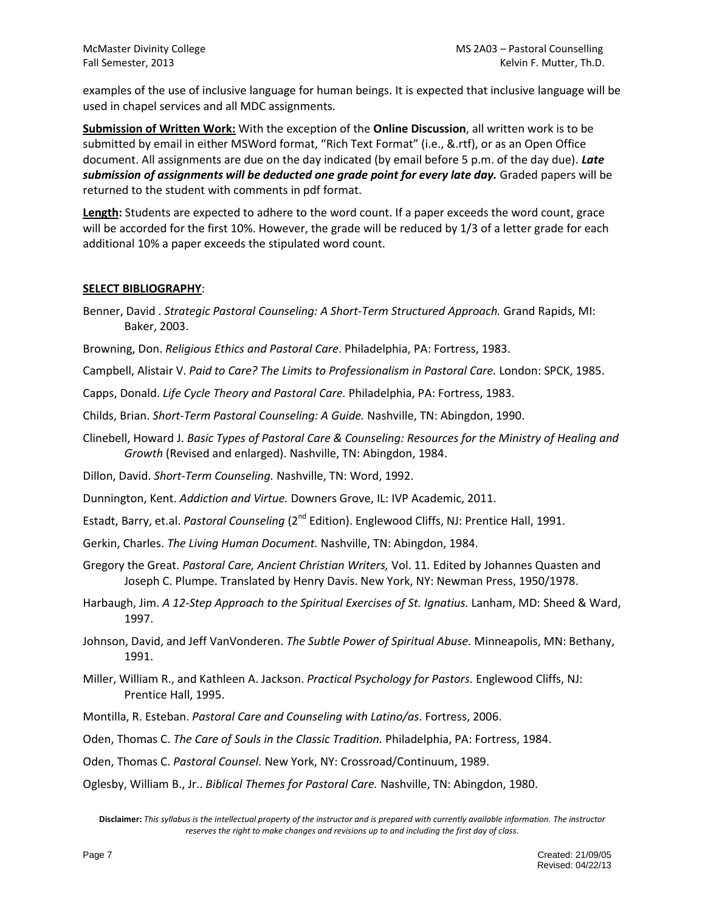examples of the use of inclusive language for human beings. It is expected that inclusive language will be used in chapel services and all MDC assignments.

**Submission of Written Work:** With the exception of the **Online Discussion**, all written work is to be submitted by email in either MSWord format, "Rich Text Format" (i.e., &.rtf), or as an Open Office document. All assignments are due on the day indicated (by email before 5 p.m. of the day due). ***Late submission of assignments will be deducted one grade point for every late day.*** Graded papers will be returned to the student with comments in pdf format.

**Length:** Students are expected to adhere to the word count. If a paper exceeds the word count, grace will be accorded for the first 10%. However, the grade will be reduced by 1/3 of a letter grade for each additional 10% a paper exceeds the stipulated word count.

## SELECT BIBLIOGRAPHY:

Benner, David . *Strategic Pastoral Counseling: A Short-Term Structured Approach.* Grand Rapids, MI: Baker, 2003.

Browning, Don. *Religious Ethics and Pastoral Care*. Philadelphia, PA: Fortress, 1983.

Campbell, Alistair V. *Paid to Care? The Limits to Professionalism in Pastoral Care.* London: SPCK, 1985.

Capps, Donald. *Life Cycle Theory and Pastoral Care.* Philadelphia, PA: Fortress, 1983.

Childs, Brian. *Short-Term Pastoral Counseling: A Guide.* Nashville, TN: Abingdon, 1990.

Clinebell, Howard J. *Basic Types of Pastoral Care & Counseling: Resources for the Ministry of Healing and Growth* (Revised and enlarged). Nashville, TN: Abingdon, 1984.

Dillon, David. *Short-Term Counseling.* Nashville, TN: Word, 1992.

Dunnington, Kent. *Addiction and Virtue.* Downers Grove, IL: IVP Academic, 2011.

Estadt, Barry, et.al. *Pastoral Counseling* (2nd Edition). Englewood Cliffs, NJ: Prentice Hall, 1991.

Gerkin, Charles. *The Living Human Document.* Nashville, TN: Abingdon, 1984.

Gregory the Great. *Pastoral Care, Ancient Christian Writers,* Vol. 11*.* Edited by Johannes Quasten and Joseph C. Plumpe. Translated by Henry Davis. New York, NY: Newman Press, 1950/1978.

Harbaugh, Jim. *A 12-Step Approach to the Spiritual Exercises of St. Ignatius.* Lanham, MD: Sheed & Ward, 1997.

Johnson, David, and Jeff VanVonderen. *The Subtle Power of Spiritual Abuse.* Minneapolis, MN: Bethany, 1991.

Miller, William R., and Kathleen A. Jackson. *Practical Psychology for Pastors.* Englewood Cliffs, NJ: Prentice Hall, 1995.

Montilla, R. Esteban. *Pastoral Care and Counseling with Latino/as*. Fortress, 2006.

Oden, Thomas C. *The Care of Souls in the Classic Tradition.* Philadelphia, PA: Fortress, 1984.

Oden, Thomas C. *Pastoral Counsel.* New York, NY: Crossroad/Continuum, 1989.

Oglesby, William B., Jr.. *Biblical Themes for Pastoral Care.* Nashville, TN: Abingdon, 1980.

**Disclaimer:** *This syllabus is the intellectual property of the instructor and is prepared with currently available information. The instructor reserves the right to make changes and revisions up to and including the first day of class.*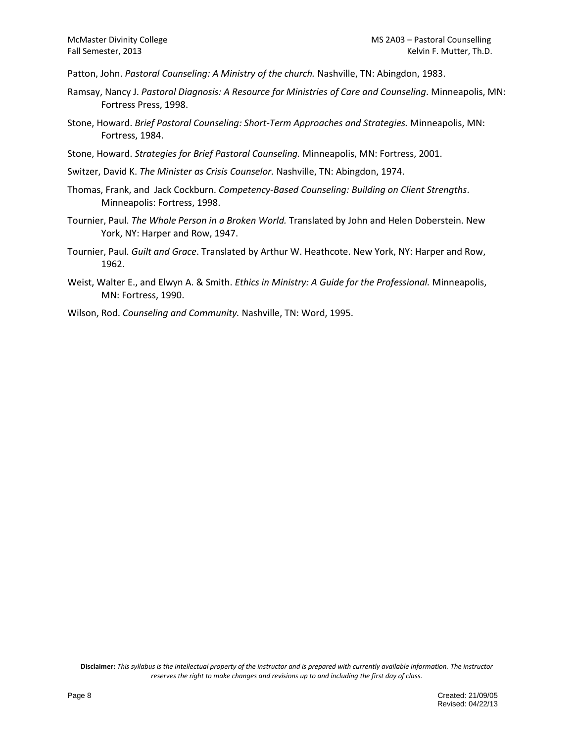Patton, John. *Pastoral Counseling: A Ministry of the church.* Nashville, TN: Abingdon, 1983.

Ramsay, Nancy J. *Pastoral Diagnosis: A Resource for Ministries of Care and Counseling*. Minneapolis, MN: Fortress Press, 1998.

Stone, Howard. *Brief Pastoral Counseling: Short-Term Approaches and Strategies.* Minneapolis, MN: Fortress, 1984.

Stone, Howard. *Strategies for Brief Pastoral Counseling.* Minneapolis, MN: Fortress, 2001.

Switzer, David K. *The Minister as Crisis Counselor.* Nashville, TN: Abingdon, 1974.

Thomas, Frank, and Jack Cockburn. *Competency-Based Counseling: Building on Client Strengths*. Minneapolis: Fortress, 1998.

Tournier, Paul. *The Whole Person in a Broken World.* Translated by John and Helen Doberstein. New York, NY: Harper and Row, 1947.

Tournier, Paul. *Guilt and Grace*. Translated by Arthur W. Heathcote. New York, NY: Harper and Row, 1962.

Weist, Walter E., and Elwyn A. & Smith. *Ethics in Ministry: A Guide for the Professional.* Minneapolis, MN: Fortress, 1990.

Wilson, Rod. *Counseling and Community.* Nashville, TN: Word, 1995.

**Disclaimer:** *This syllabus is the intellectual property of the instructor and is prepared with currently available information. The instructor reserves the right to make changes and revisions up to and including the first day of class.*